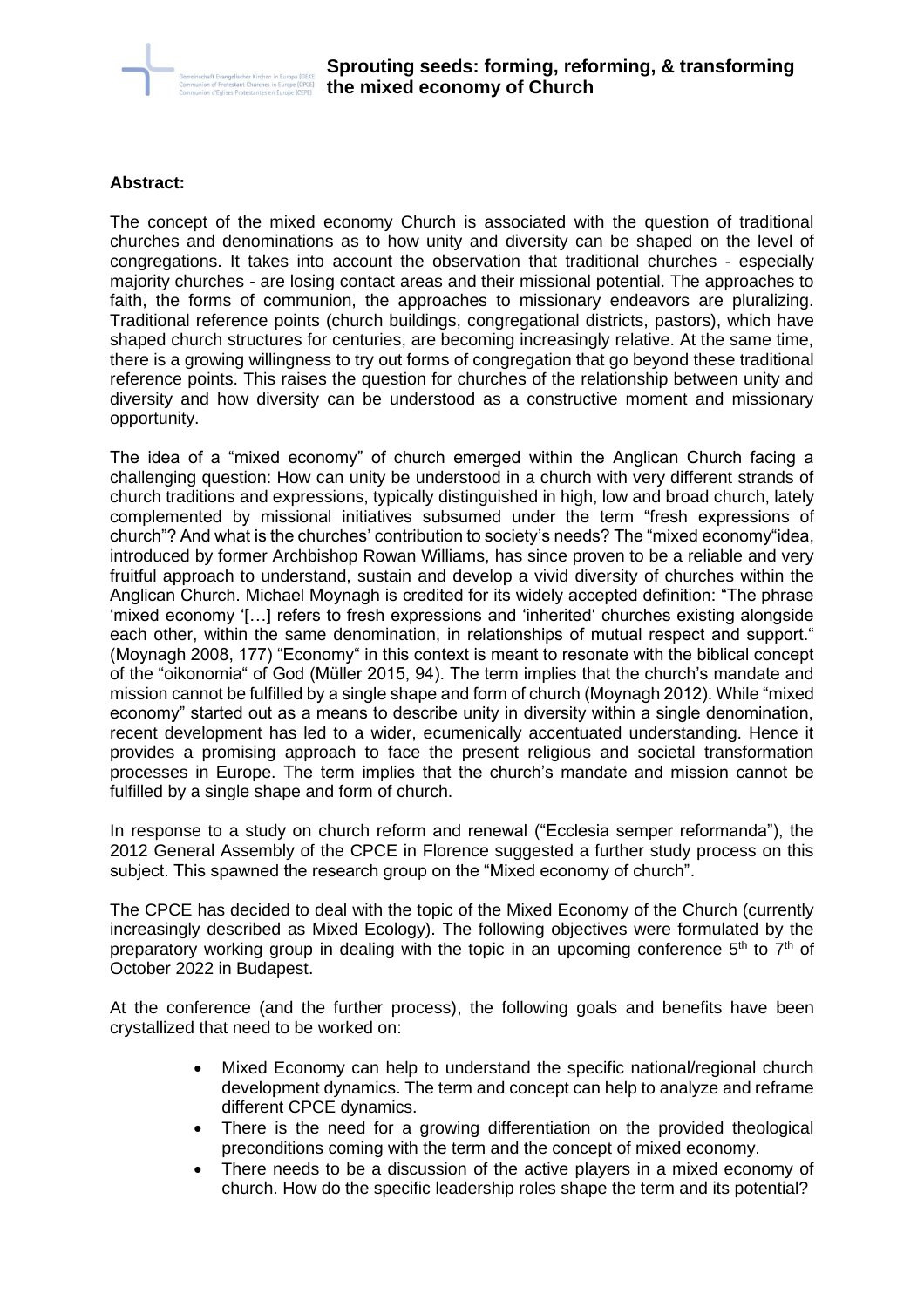# Sprouting seeds: forming, reforming, & transforming the mixed economy of Church

**Abstract:**

The concept of the mixed economy Church is associated with the question of traditional churches and denominations as to how unity and diversity can be shaped on the level of congregations. It takes into account the observation that traditional churches - especially majority churches - are losing contact areas and their missional potential. The approaches to faith, the forms of communion, the approaches to missionary endeavors are pluralizing. Traditional reference points (church buildings, congregational districts, pastors), which have shaped church structures for centuries, are becoming increasingly relative. At the same time, there is a growing willingness to try out forms of congregation that go beyond these traditional reference points. This raises the question for churches of the relationship between unity and diversity and how diversity can be understood as a constructive moment and missionary opportunity.

The idea of a "mixed economy" of church emerged within the Anglican Church facing a challenging question: How can unity be understood in a church with very different strands of church traditions and expressions, typically distinguished in high, low and broad church, lately complemented by missional initiatives subsumed under the term "fresh expressions of church"? And what is the churches' contribution to society's needs? The "mixed economy"idea, introduced by former Archbishop Rowan Williams, has since proven to be a reliable and very fruitful approach to understand, sustain and develop a vivid diversity of churches within the Anglican Church. Michael Moynagh is credited for its widely accepted definition: "The phrase 'mixed economy '[…] refers to fresh expressions and 'inherited' churches existing alongside each other, within the same denomination, in relationships of mutual respect and support." (Moynagh 2008, 177) "Economy" in this context is meant to resonate with the biblical concept of the "oikonomia" of God (Müller 2015, 94). The term implies that the church's mandate and mission cannot be fulfilled by a single shape and form of church (Moynagh 2012). While "mixed economy" started out as a means to describe unity in diversity within a single denomination, recent development has led to a wider, ecumenically accentuated understanding. Hence it provides a promising approach to face the present religious and societal transformation processes in Europe. The term implies that the church's mandate and mission cannot be fulfilled by a single shape and form of church.

In response to a study on church reform and renewal ("Ecclesia semper reformanda"), the 2012 General Assembly of the CPCE in Florence suggested a further study process on this subject. This spawned the research group on the "Mixed economy of church".

The CPCE has decided to deal with the topic of the Mixed Economy of the Church (currently increasingly described as Mixed Ecology). The following objectives were formulated by the preparatory working group in dealing with the topic in an upcoming conference 5th to 7th of October 2022 in Budapest.

At the conference (and the further process), the following goals and benefits have been crystallized that need to be worked on:

- Mixed Economy can help to understand the specific national/regional church development dynamics. The term and concept can help to analyze and reframe different CPCE dynamics.
- There is the need for a growing differentiation on the provided theological preconditions coming with the term and the concept of mixed economy.
- There needs to be a discussion of the active players in a mixed economy of church. How do the specific leadership roles shape the term and its potential?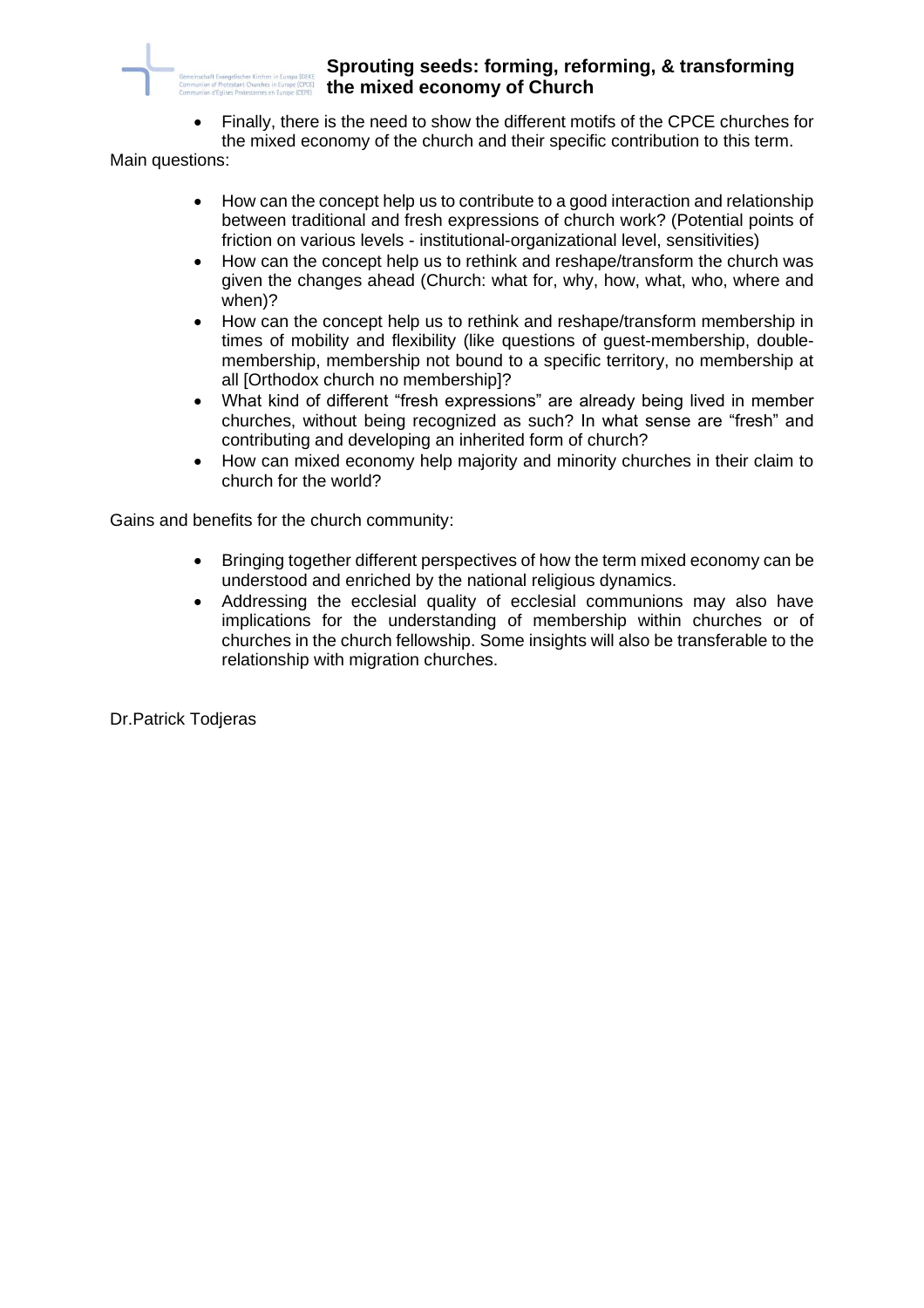- Finally, there is the need to show the different motifs of the CPCE churches for the mixed economy of the church and their specific contribution to this term.

Main questions:

- How can the concept help us to contribute to a good interaction and relationship between traditional and fresh expressions of church work? (Potential points of friction on various levels - institutional-organizational level, sensitivities)
- How can the concept help us to rethink and reshape/transform the church was given the changes ahead (Church: what for, why, how, what, who, where and when)?
- How can the concept help us to rethink and reshape/transform membership in times of mobility and flexibility (like questions of guest-membership, double-membership, membership not bound to a specific territory, no membership at all [Orthodox church no membership]?
- What kind of different “fresh expressions” are already being lived in member churches, without being recognized as such? In what sense are “fresh” and contributing and developing an inherited form of church?
- How can mixed economy help majority and minority churches in their claim to church for the world?

Gains and benefits for the church community:

- Bringing together different perspectives of how the term mixed economy can be understood and enriched by the national religious dynamics.
- Addressing the ecclesial quality of ecclesial communions may also have implications for the understanding of membership within churches or of churches in the church fellowship. Some insights will also be transferable to the relationship with migration churches.

Dr.Patrick Todjeras